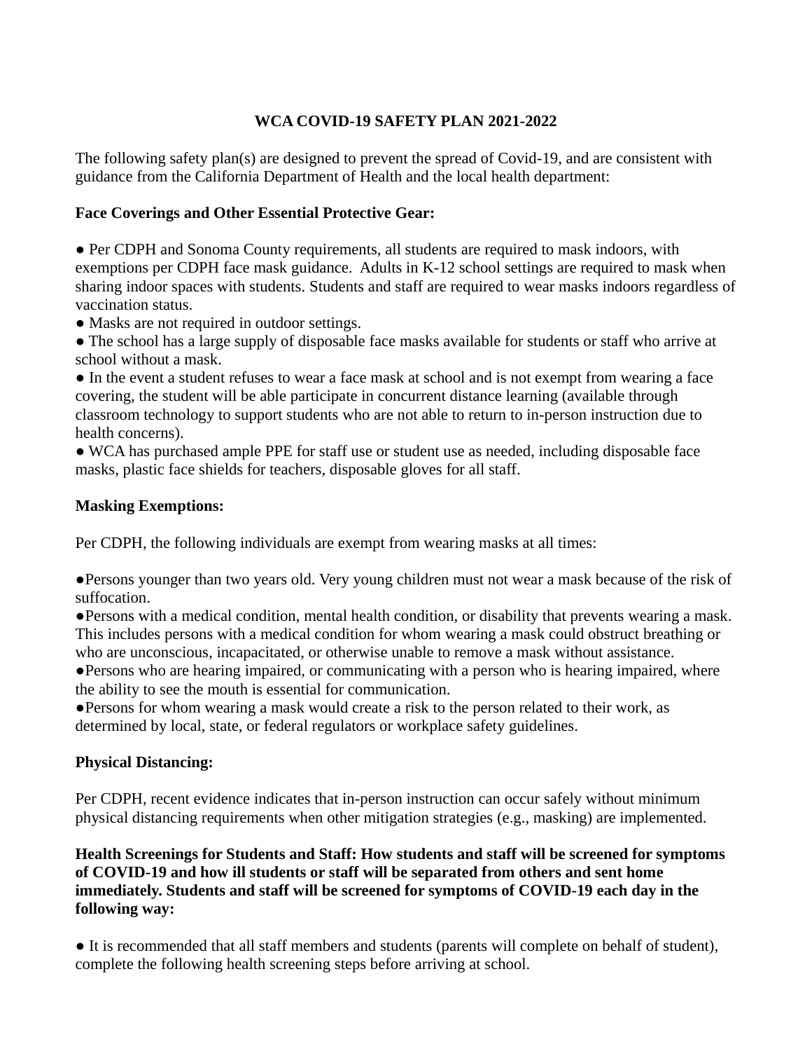# WCA COVID-19 SAFETY PLAN 2021-2022

The following safety plan(s) are designed to prevent the spread of Covid-19, and are consistent with guidance from the California Department of Health and the local health department:

**Face Coverings and Other Essential Protective Gear:**

- Per CDPH and Sonoma County requirements, all students are required to mask indoors, with exemptions per CDPH face mask guidance. Adults in K-12 school settings are required to mask when sharing indoor spaces with students. Students and staff are required to wear masks indoors regardless of vaccination status.
- Masks are not required in outdoor settings.
- The school has a large supply of disposable face masks available for students or staff who arrive at school without a mask.
- In the event a student refuses to wear a face mask at school and is not exempt from wearing a face covering, the student will be able participate in concurrent distance learning (available through classroom technology to support students who are not able to return to in-person instruction due to health concerns).
- WCA has purchased ample PPE for staff use or student use as needed, including disposable face masks, plastic face shields for teachers, disposable gloves for all staff.

**Masking Exemptions:**

Per CDPH, the following individuals are exempt from wearing masks at all times:

- Persons younger than two years old. Very young children must not wear a mask because of the risk of suffocation.
- Persons with a medical condition, mental health condition, or disability that prevents wearing a mask. This includes persons with a medical condition for whom wearing a mask could obstruct breathing or who are unconscious, incapacitated, or otherwise unable to remove a mask without assistance.
- Persons who are hearing impaired, or communicating with a person who is hearing impaired, where the ability to see the mouth is essential for communication.
- Persons for whom wearing a mask would create a risk to the person related to their work, as determined by local, state, or federal regulators or workplace safety guidelines.

**Physical Distancing:**

Per CDPH, recent evidence indicates that in-person instruction can occur safely without minimum physical distancing requirements when other mitigation strategies (e.g., masking) are implemented.

**Health Screenings for Students and Staff: How students and staff will be screened for symptoms of COVID-19 and how ill students or staff will be separated from others and sent home immediately. Students and staff will be screened for symptoms of COVID-19 each day in the following way:**

- It is recommended that all staff members and students (parents will complete on behalf of student), complete the following health screening steps before arriving at school.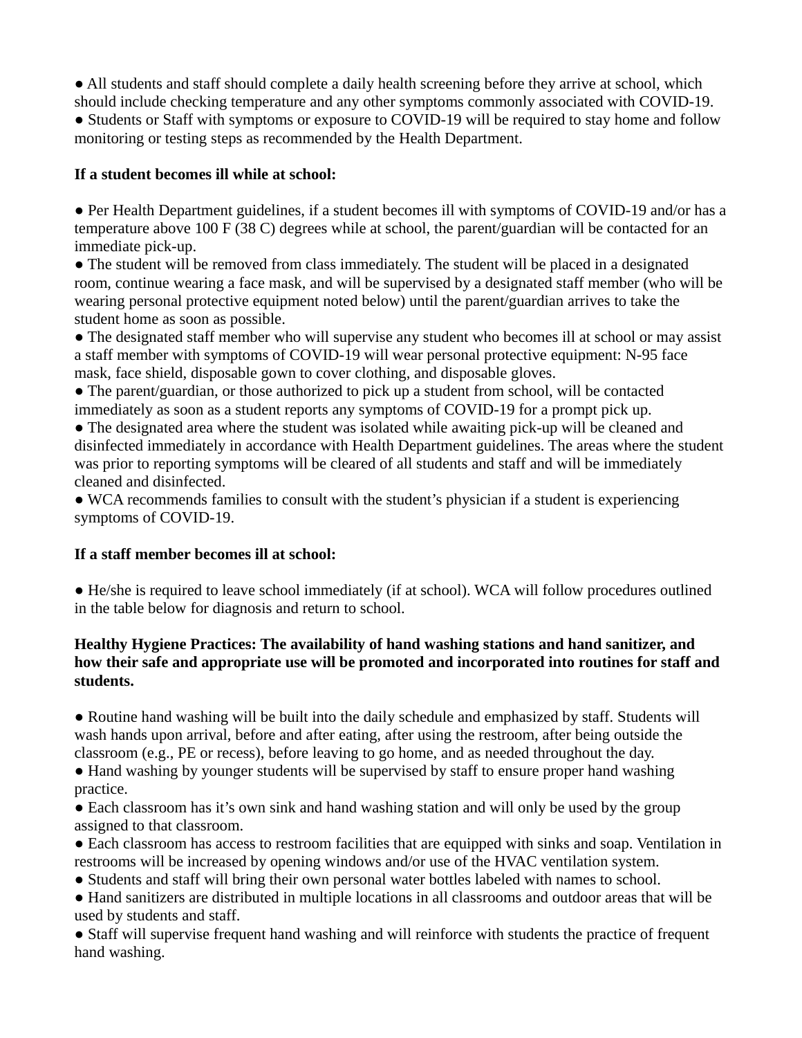- All students and staff should complete a daily health screening before they arrive at school, which should include checking temperature and any other symptoms commonly associated with COVID-19.
- Students or Staff with symptoms or exposure to COVID-19 will be required to stay home and follow monitoring or testing steps as recommended by the Health Department.

**If a student becomes ill while at school:**

- Per Health Department guidelines, if a student becomes ill with symptoms of COVID-19 and/or has a temperature above 100 F (38 C) degrees while at school, the parent/guardian will be contacted for an immediate pick-up.
- The student will be removed from class immediately. The student will be placed in a designated room, continue wearing a face mask, and will be supervised by a designated staff member (who will be wearing personal protective equipment noted below) until the parent/guardian arrives to take the student home as soon as possible.
- The designated staff member who will supervise any student who becomes ill at school or may assist a staff member with symptoms of COVID-19 will wear personal protective equipment: N-95 face mask, face shield, disposable gown to cover clothing, and disposable gloves.
- The parent/guardian, or those authorized to pick up a student from school, will be contacted immediately as soon as a student reports any symptoms of COVID-19 for a prompt pick up.
- The designated area where the student was isolated while awaiting pick-up will be cleaned and disinfected immediately in accordance with Health Department guidelines. The areas where the student was prior to reporting symptoms will be cleared of all students and staff and will be immediately cleaned and disinfected.
- WCA recommends families to consult with the student's physician if a student is experiencing symptoms of COVID-19.

**If a staff member becomes ill at school:**

- He/she is required to leave school immediately (if at school). WCA will follow procedures outlined in the table below for diagnosis and return to school.

**Healthy Hygiene Practices: The availability of hand washing stations and hand sanitizer, and how their safe and appropriate use will be promoted and incorporated into routines for staff and students.**

- Routine hand washing will be built into the daily schedule and emphasized by staff. Students will wash hands upon arrival, before and after eating, after using the restroom, after being outside the classroom (e.g., PE or recess), before leaving to go home, and as needed throughout the day.
- Hand washing by younger students will be supervised by staff to ensure proper hand washing practice.
- Each classroom has it's own sink and hand washing station and will only be used by the group assigned to that classroom.
- Each classroom has access to restroom facilities that are equipped with sinks and soap. Ventilation in restrooms will be increased by opening windows and/or use of the HVAC ventilation system.
- Students and staff will bring their own personal water bottles labeled with names to school.
- Hand sanitizers are distributed in multiple locations in all classrooms and outdoor areas that will be used by students and staff.
- Staff will supervise frequent hand washing and will reinforce with students the practice of frequent hand washing.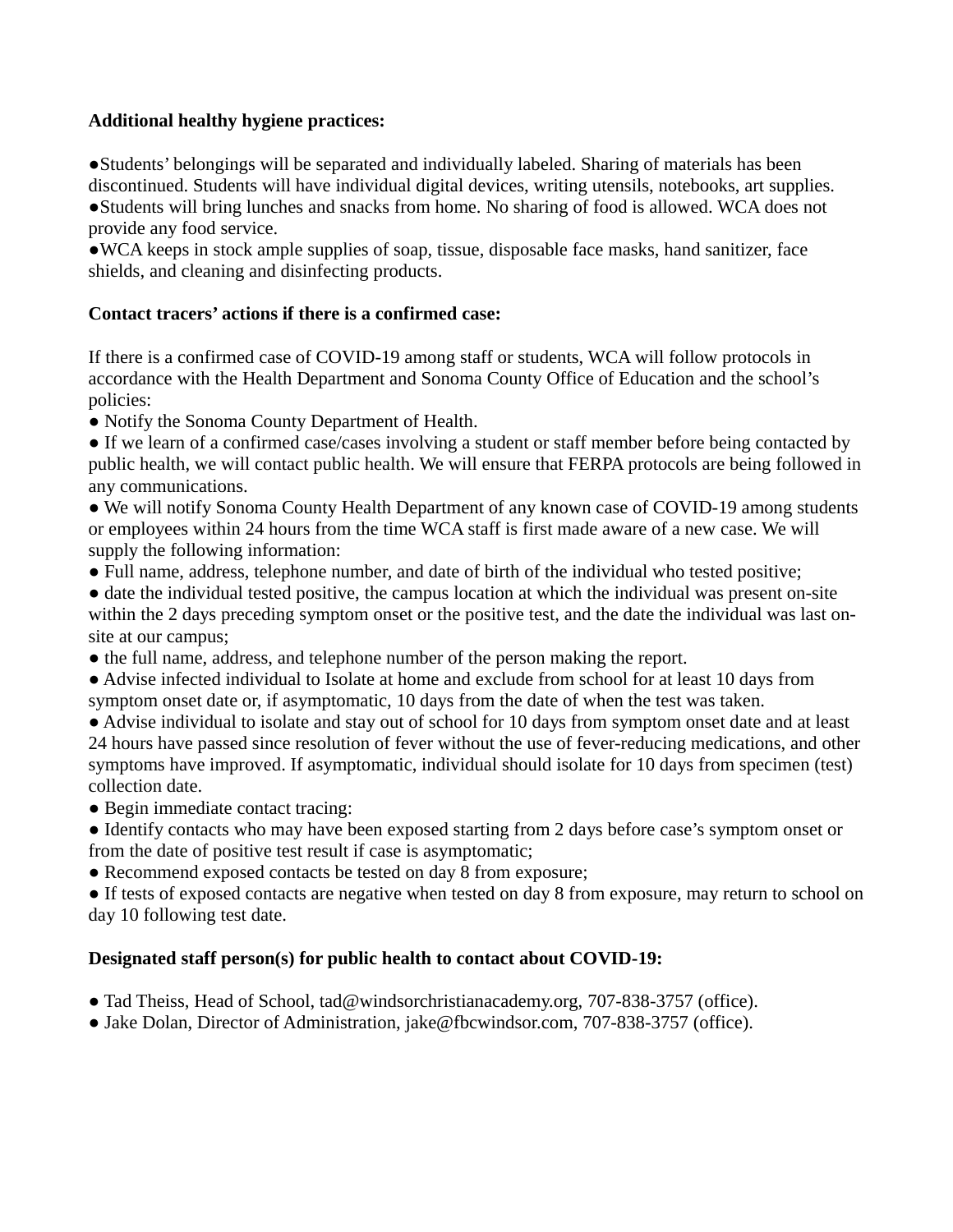**Additional healthy hygiene practices:**

●Students' belongings will be separated and individually labeled. Sharing of materials has been discontinued. Students will have individual digital devices, writing utensils, notebooks, art supplies.
●Students will bring lunches and snacks from home. No sharing of food is allowed. WCA does not provide any food service.
●WCA keeps in stock ample supplies of soap, tissue, disposable face masks, hand sanitizer, face shields, and cleaning and disinfecting products.

**Contact tracers' actions if there is a confirmed case:**

If there is a confirmed case of COVID-19 among staff or students, WCA will follow protocols in accordance with the Health Department and Sonoma County Office of Education and the school's policies:
● Notify the Sonoma County Department of Health.
● If we learn of a confirmed case/cases involving a student or staff member before being contacted by public health, we will contact public health. We will ensure that FERPA protocols are being followed in any communications.
● We will notify Sonoma County Health Department of any known case of COVID-19 among students or employees within 24 hours from the time WCA staff is first made aware of a new case. We will supply the following information:
● Full name, address, telephone number, and date of birth of the individual who tested positive;
● date the individual tested positive, the campus location at which the individual was present on-site within the 2 days preceding symptom onset or the positive test, and the date the individual was last on-site at our campus;
● the full name, address, and telephone number of the person making the report.
● Advise infected individual to Isolate at home and exclude from school for at least 10 days from symptom onset date or, if asymptomatic, 10 days from the date of when the test was taken.
● Advise individual to isolate and stay out of school for 10 days from symptom onset date and at least 24 hours have passed since resolution of fever without the use of fever-reducing medications, and other symptoms have improved. If asymptomatic, individual should isolate for 10 days from specimen (test) collection date.
● Begin immediate contact tracing:
● Identify contacts who may have been exposed starting from 2 days before case's symptom onset or from the date of positive test result if case is asymptomatic;
● Recommend exposed contacts be tested on day 8 from exposure;
● If tests of exposed contacts are negative when tested on day 8 from exposure, may return to school on day 10 following test date.

**Designated staff person(s) for public health to contact about COVID-19:**

● Tad Theiss, Head of School, tad@windsorchristianacademy.org, 707-838-3757 (office).
● Jake Dolan, Director of Administration, jake@fbcwindsor.com, 707-838-3757 (office).